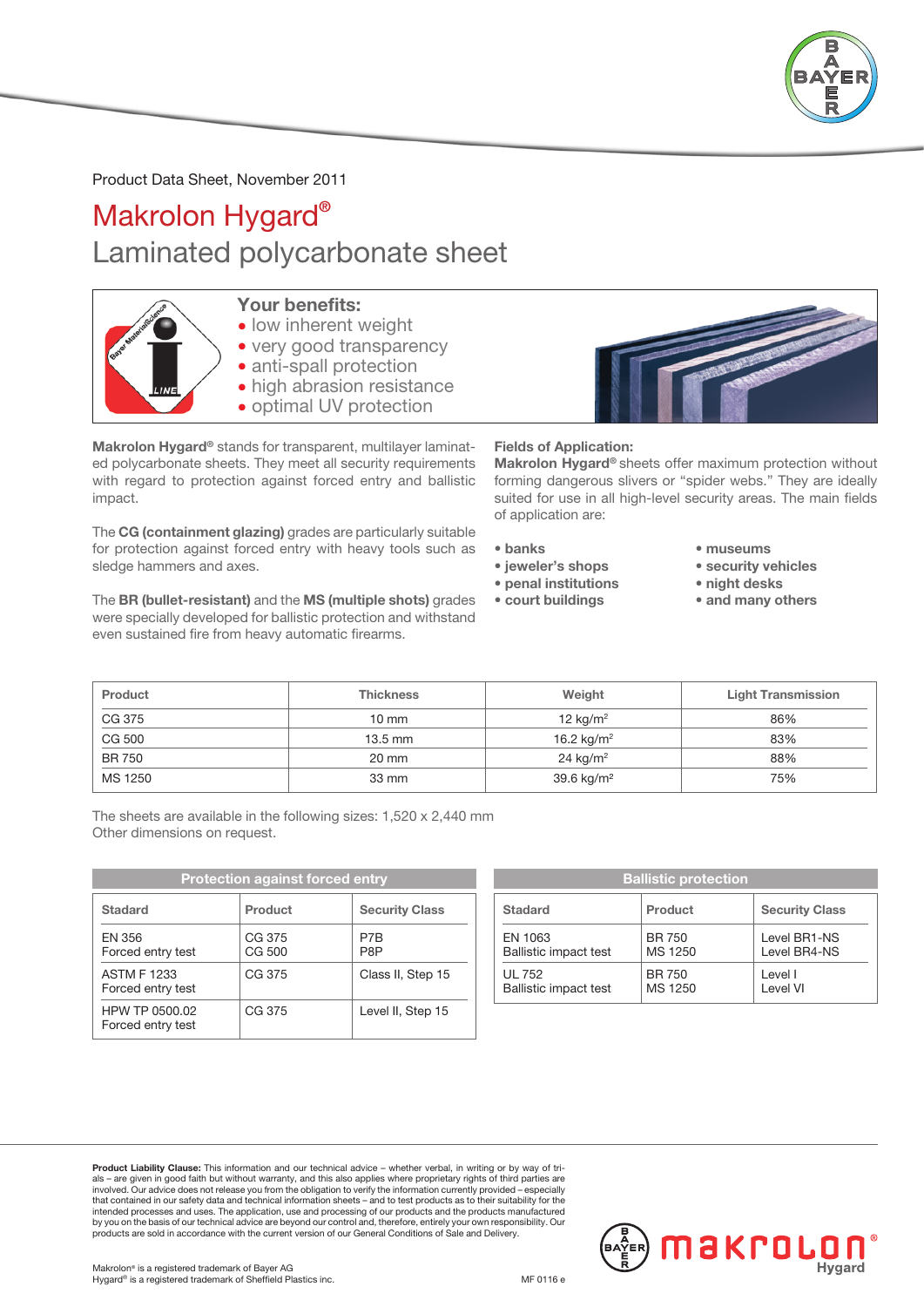Product Data Sheet, November 2011

# Makrolon Hygard®

## Laminated polycarbonate sheet

**Your benefits:**

- low inherent weight
- very good transparency
- anti-spall protection
- high abrasion resistance
- optimal UV protection

**Makrolon Hygard®** stands for transparent, multilayer laminated polycarbonate sheets. They meet all security requirements with regard to protection against forced entry and ballistic impact.

The **CG (containment glazing)** grades are particularly suitable for protection against forced entry with heavy tools such as sledge hammers and axes.

The **BR (bullet-resistant)** and the **MS (multiple shots)** grades were specially developed for ballistic protection and withstand even sustained fire from heavy automatic firearms.

**Fields of Application:**
**Makrolon Hygard®** sheets offer maximum protection without forming dangerous slivers or "spider webs." They are ideally suited for use in all high-level security areas. The main fields of application are:

- **banks**
- **jeweler's shops**
- **penal institutions**
- **court buildings**
- **museums**
- **security vehicles**
- **night desks**
- **and many others**

| Product | Thickness | Weight | Light Transmission |
|---|---|---|---|
| CG 375 | 10 mm | 12 kg/m² | 86% |
| CG 500 | 13.5 mm | 16.2 kg/m² | 83% |
| BR 750 | 20 mm | 24 kg/m² | 88% |
| MS 1250 | 33 mm | 39.6 kg/m² | 75% |

The sheets are available in the following sizes: 1,520 x 2,440 mm
Other dimensions on request.

**Protection against forced entry**

| Stadard | Product | Security Class |
|---|---|---|
| EN 356 Forced entry test | CG 375 CG 500 | P7B P8P |
| ASTM F 1233 Forced entry test | CG 375 | Class II, Step 15 |
| HPW TP 0500.02 Forced entry test | CG 375 | Level II, Step 15 |

**Ballistic protection**

| Stadard | Product | Security Class |
|---|---|---|
| EN 1063 Ballistic impact test | BR 750 MS 1250 | Level BR1-NS Level BR4-NS |
| UL 752 Ballistic impact test | BR 750 MS 1250 | Level I Level VI |

**Product Liability Clause:** This information and our technical advice – whether verbal, in writing or by way of trials – are given in good faith but without warranty, and this also applies where proprietary rights of third parties are involved. Our advice does not release you from the obligation to verify the information currently provided – especially that contained in our safety data and technical information sheets – and to test products as to their suitability for the intended processes and uses. The application, use and processing of our products and the products manufactured by you on the basis of our technical advice are beyond our control and, therefore, entirely your own responsibility. Our products are sold in accordance with the current version of our General Conditions of Sale and Delivery.

Makrolon® is a registered trademark of Bayer AG
Hygard® is a registered trademark of Sheffield Plastics inc.

MF 0116 e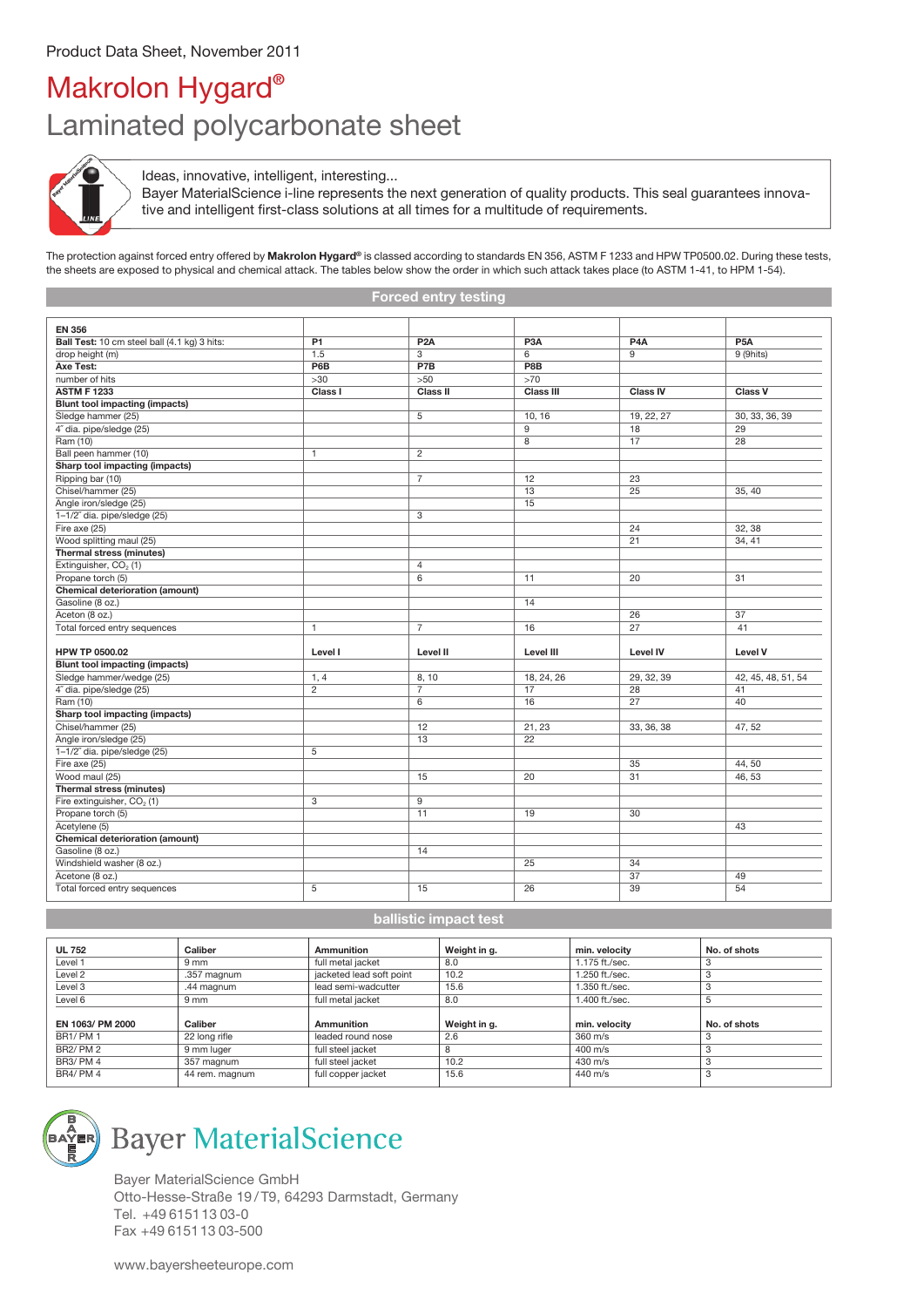Product Data Sheet, November 2011

# Makrolon Hygard®

## Laminated polycarbonate sheet

Ideas, innovative, intelligent, interesting...
Bayer MaterialScience i-line represents the next generation of quality products. This seal guarantees innovative and intelligent first-class solutions at all times for a multitude of requirements.

The protection against forced entry offered by **Makrolon Hygard®** is classed according to standards EN 356, ASTM F 1233 and HPW TP0500.02. During these tests, the sheets are exposed to physical and chemical attack. The tables below show the order in which such attack takes place (to ASTM 1-41, to HPM 1-54).

### Forced entry testing

| **EN 356** | | | | | |
|---|---|---|---|---|---|
| **Ball Test:** 10 cm steel ball (4.1 kg) 3 hits: | **P1** | **P2A** | **P3A** | **P4A** | **P5A** |
| drop height (m) | 1.5 | 3 | 6 | 9 | 9 (9hits) |
| **Axe Test:** | **P6B** | **P7B** | **P8B** | | |
| number of hits | >30 | >50 | >70 | | |
| **ASTM F 1233** | **Class I** | **Class II** | **Class III** | **Class IV** | **Class V** |
| **Blunt tool impacting (impacts)** | | | | | |
| Sledge hammer (25) | | 5 | 10, 16 | 19, 22, 27 | 30, 33, 36, 39 |
| 4" dia. pipe/sledge (25) | | | 9 | 18 | 29 |
| Ram (10) | | | 8 | 17 | 28 |
| Ball peen hammer (10) | 1 | 2 | | | |
| **Sharp tool impacting (impacts)** | | | | | |
| Ripping bar (10) | | 7 | 12 | 23 | |
| Chisel/hammer (25) | | | 13 | 25 | 35, 40 |
| Angle iron/sledge (25) | | | 15 | | |
| 1–1/2" dia. pipe/sledge (25) | | 3 | | | |
| Fire axe (25) | | | | 24 | 32, 38 |
| Wood splitting maul (25) | | | | 21 | 34, 41 |
| **Thermal stress (minutes)** | | | | | |
| Extinguisher, $CO_2$ (1) | | 4 | | | |
| Propane torch (5) | | 6 | 11 | 20 | 31 |
| **Chemical deterioration (amount)** | | | | | |
| Gasoline (8 oz.) | | | 14 | | |
| Aceton (8 oz.) | | | | 26 | 37 |
| Total forced entry sequences | 1 | 7 | 16 | 27 | 41 |
| | | | | | |
| **HPW TP 0500.02** | **Level I** | **Level II** | **Level III** | **Level IV** | **Level V** |
| **Blunt tool impacting (impacts)** | | | | | |
| Sledge hammer/wedge (25) | 1, 4 | 8, 10 | 18, 24, 26 | 29, 32, 39 | 42, 45, 48, 51, 54 |
| 4" dia. pipe/sledge (25) | 2 | 7 | 17 | 28 | 41 |
| Ram (10) | | 6 | 16 | 27 | 40 |
| **Sharp tool impacting (impacts)** | | | | | |
| Chisel/hammer (25) | | 12 | 21, 23 | 33, 36, 38 | 47, 52 |
| Angle iron/sledge (25) | | 13 | 22 | | |
| 1–1/2" dia. pipe/sledge (25) | 5 | | | | |
| Fire axe (25) | | | | 35 | 44, 50 |
| Wood maul (25) | | 15 | 20 | 31 | 46, 53 |
| **Thermal stress (minutes)** | | | | | |
| Fire extinguisher, $CO_2$ (1) | 3 | 9 | | | |
| Propane torch (5) | | 11 | 19 | 30 | |
| Acetylene (5) | | | | | 43 |
| **Chemical deterioration (amount)** | | | | | |
| Gasoline (8 oz.) | | 14 | | | |
| Windshield washer (8 oz.) | | | 25 | 34 | |
| Acetone (8 oz.) | | | | 37 | 49 |
| Total forced entry sequences | 5 | 15 | 26 | 39 | 54 |

### ballistic impact test

| **UL 752** | **Caliber** | **Ammunition** | **Weight in g.** | **min. velocity** | **No. of shots** |
|---|---|---|---|---|---|
| Level 1 | 9 mm | full metal jacket | 8.0 | 1.175 ft./sec. | 3 |
| Level 2 | .357 magnum | jacketed lead soft point | 10.2 | 1.250 ft./sec. | 3 |
| Level 3 | .44 magnum | lead semi-wadcutter | 15.6 | 1.350 ft./sec. | 3 |
| Level 6 | 9 mm | full metal jacket | 8.0 | 1.400 ft./sec. | 5 |
| | | | | | |
| **EN 1063/ PM 2000** | **Caliber** | **Ammunition** | **Weight in g.** | **min. velocity** | **No. of shots** |
| BR1/ PM 1 | 22 long rifle | leaded round nose | 2.6 | 360 m/s | 3 |
| BR2/ PM 2 | 9 mm luger | full steel jacket | 8 | 400 m/s | 3 |
| BR3/ PM 4 | 357 magnum | full steel jacket | 10.2 | 430 m/s | 3 |
| BR4/ PM 4 | 44 rem. magnum | full copper jacket | 15.6 | 440 m/s | 3 |

Bayer MaterialScience

Bayer MaterialScience GmbH
Otto-Hesse-Straße 19/T9, 64293 Darmstadt, Germany
Tel. +49 6151 13 03-0
Fax +49 6151 13 03-500

www.bayersheeteurope.com